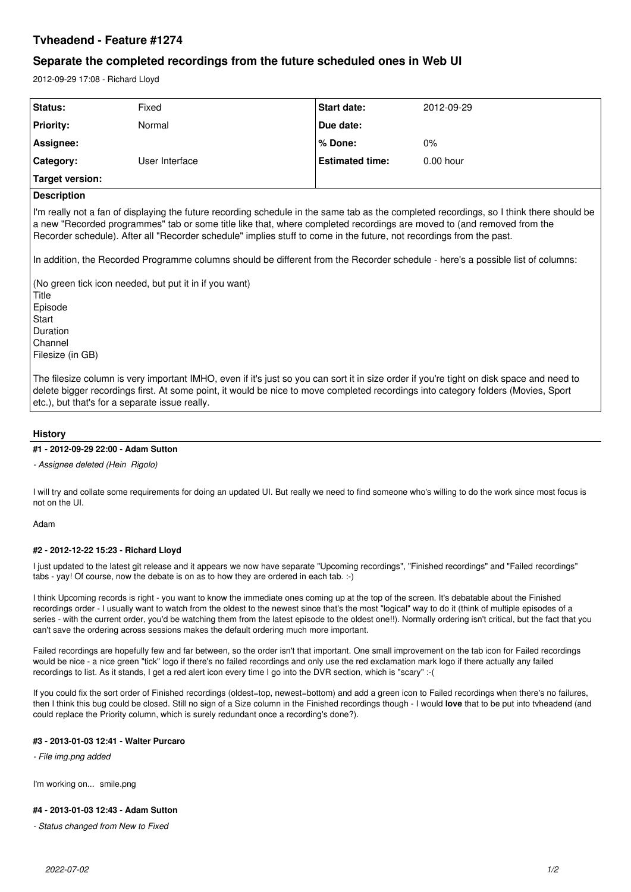# Tvheadend - Feature #1274

## Separate the completed recordings from the future scheduled ones in Web UI

2012-09-29 17:08 - Richard Lloyd

| Status: | Fixed | Start date: | 2012-09-29 |
|---|---|---|---|
| Priority: | Normal | Due date: | |
| Assignee: | | % Done: | 0% |
| Category: | User Interface | Estimated time: | 0.00 hour |
| Target version: | | | |

**Description**

I'm really not a fan of displaying the future recording schedule in the same tab as the completed recordings, so I think there should be a new "Recorded programmes" tab or some title like that, where completed recordings are moved to (and removed from the Recorder schedule). After all "Recorder schedule" implies stuff to come in the future, not recordings from the past.

In addition, the Recorded Programme columns should be different from the Recorder schedule - here's a possible list of columns:

(No green tick icon needed, but put it in if you want)
Title
Episode
Start
Duration
Channel
Filesize (in GB)

The filesize column is very important IMHO, even if it's just so you can sort it in size order if you're tight on disk space and need to delete bigger recordings first. At some point, it would be nice to move completed recordings into category folders (Movies, Sport etc.), but that's for a separate issue really.

## History

#### #1 - 2012-09-29 22:00 - Adam Sutton

*- Assignee deleted (Hein Rigolo)*

I will try and collate some requirements for doing an updated UI. But really we need to find someone who's willing to do the work since most focus is not on the UI.

Adam

#### #2 - 2012-12-22 15:23 - Richard Lloyd

I just updated to the latest git release and it appears we now have separate "Upcoming recordings", "Finished recordings" and "Failed recordings" tabs - yay! Of course, now the debate is on as to how they are ordered in each tab. :-)

I think Upcoming records is right - you want to know the immediate ones coming up at the top of the screen. It's debatable about the Finished recordings order - I usually want to watch from the oldest to the newest since that's the most "logical" way to do it (think of multiple episodes of a series - with the current order, you'd be watching them from the latest episode to the oldest one!!). Normally ordering isn't critical, but the fact that you can't save the ordering across sessions makes the default ordering much more important.

Failed recordings are hopefully few and far between, so the order isn't that important. One small improvement on the tab icon for Failed recordings would be nice - a nice green "tick" logo if there's no failed recordings and only use the red exclamation mark logo if there actually any failed recordings to list. As it stands, I get a red alert icon every time I go into the DVR section, which is "scary" :-(

If you could fix the sort order of Finished recordings (oldest=top, newest=bottom) and add a green icon to Failed recordings when there's no failures, then I think this bug could be closed. Still no sign of a Size column in the Finished recordings though - I would **love** that to be put into tvheadend (and could replace the Priority column, which is surely redundant once a recording's done?).

#### #3 - 2013-01-03 12:41 - Walter Purcaro

*- File img.png added*

I'm working on... smile.png

#### #4 - 2013-01-03 12:43 - Adam Sutton

*- Status changed from New to Fixed*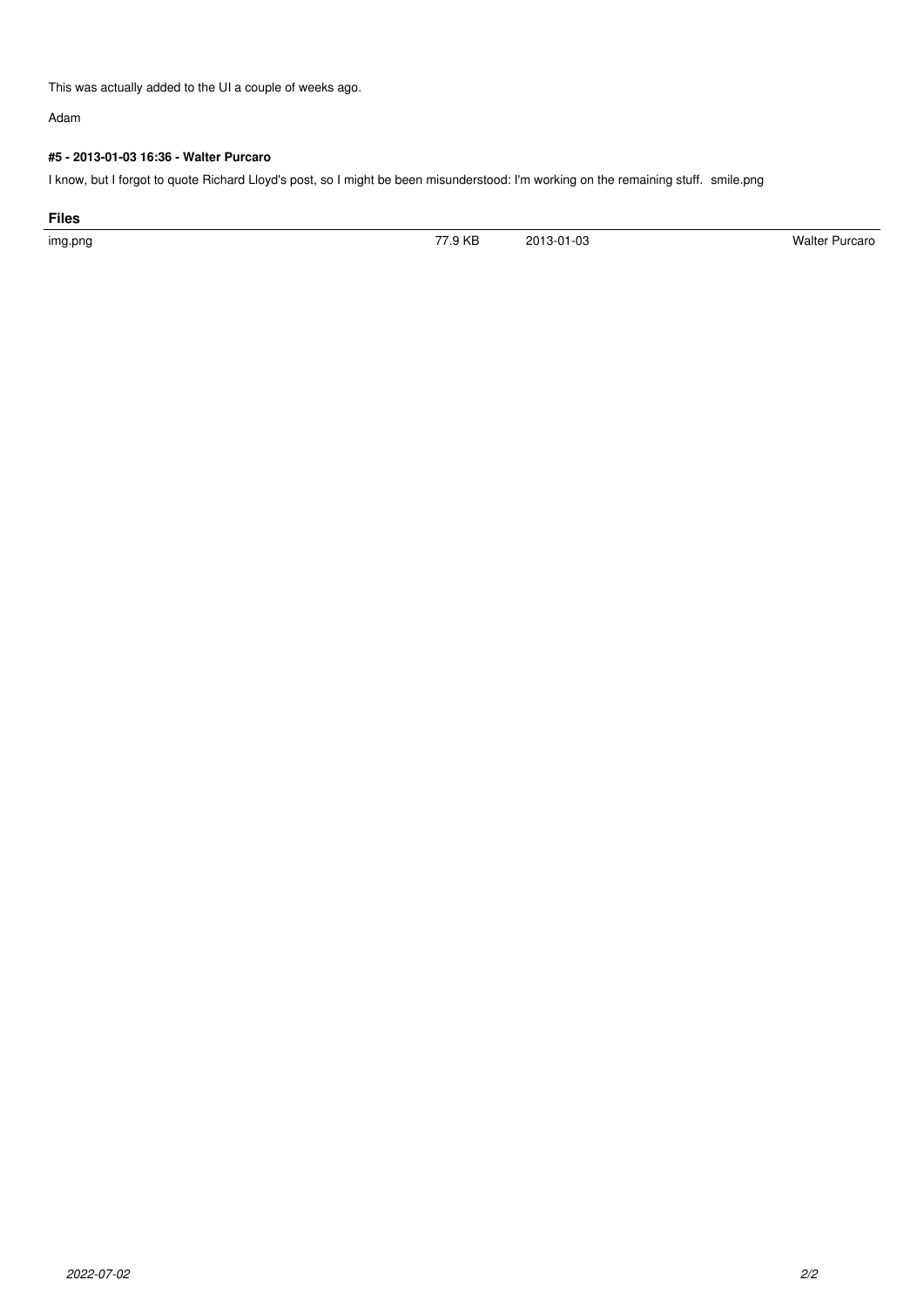This was actually added to the UI a couple of weeks ago.

Adam

#### #5 - 2013-01-03 16:36 - Walter Purcaro

I know, but I forgot to quote Richard Lloyd's post, so I might be been misunderstood: I'm working on the remaining stuff. smile.png

### Files

| | | | |
|---|---|---|---|
| img.png | 77.9 KB | 2013-01-03 | Walter Purcaro |